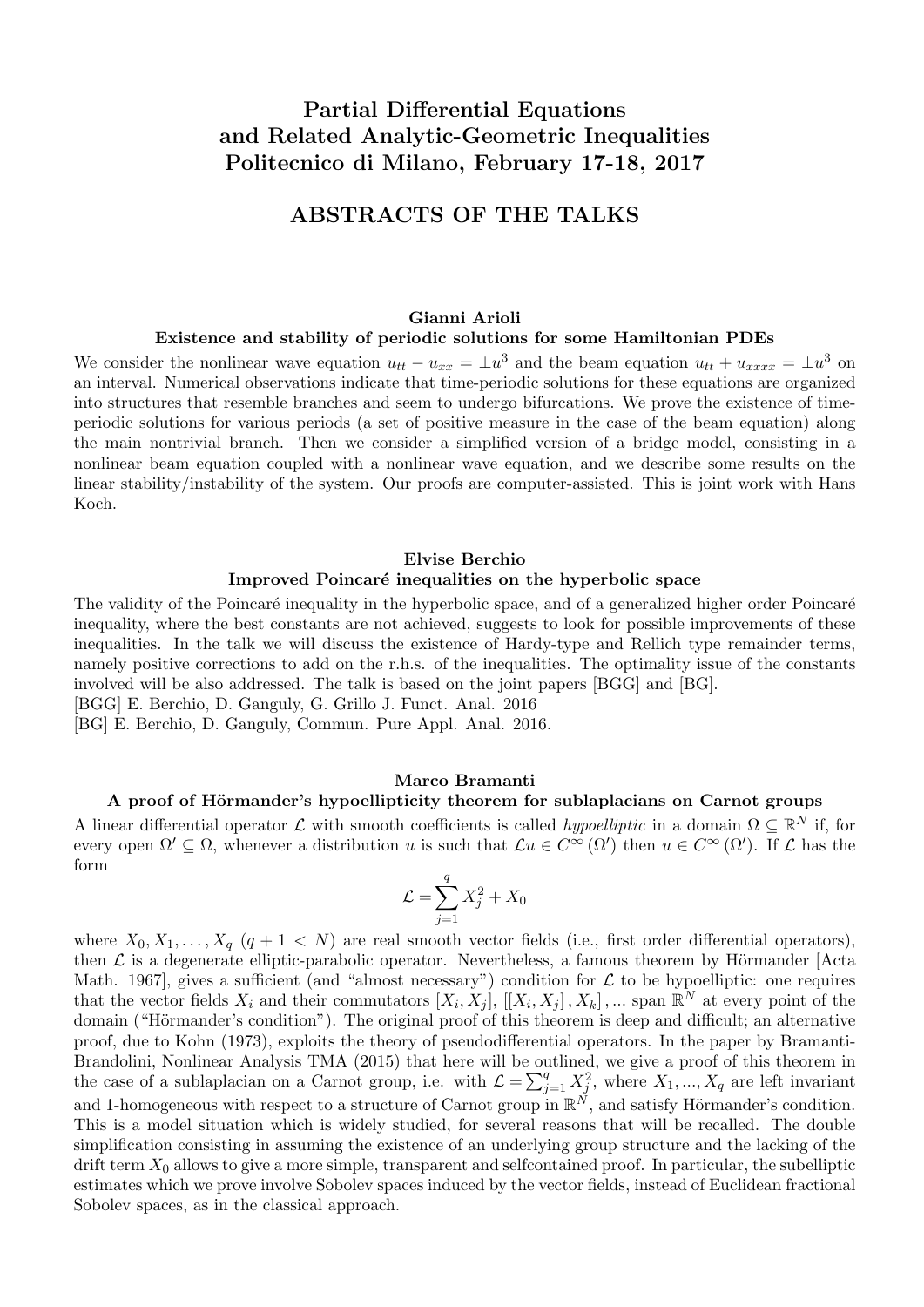# Partial Differential Equations and Related Analytic-Geometric Inequalities Politecnico di Milano, February 17-18, 2017

## ABSTRACTS OF THE TALKS

### Gianni Arioli

#### Existence and stability of periodic solutions for some Hamiltonian PDEs

We consider the nonlinear wave equation $u_{tt} - u_{xx} = \pm u^3$ and the beam equation $u_{tt} + u_{xxxx} = \pm u^3$ on an interval. Numerical observations indicate that time-periodic solutions for these equations are organized into structures that resemble branches and seem to undergo bifurcations. We prove the existence of time-periodic solutions for various periods (a set of positive measure in the case of the beam equation) along the main nontrivial branch. Then we consider a simplified version of a bridge model, consisting in a nonlinear beam equation coupled with a nonlinear wave equation, and we describe some results on the linear stability/instability of the system. Our proofs are computer-assisted. This is joint work with Hans Koch.

### Elvise Berchio

#### Improved Poincaré inequalities on the hyperbolic space

The validity of the Poincaré inequality in the hyperbolic space, and of a generalized higher order Poincaré inequality, where the best constants are not achieved, suggests to look for possible improvements of these inequalities. In the talk we will discuss the existence of Hardy-type and Rellich type remainder terms, namely positive corrections to add on the r.h.s. of the inequalities. The optimality issue of the constants involved will be also addressed. The talk is based on the joint papers [BGG] and [BG].

[BGG] E. Berchio, D. Ganguly, G. Grillo J. Funct. Anal. 2016

[BG] E. Berchio, D. Ganguly, Commun. Pure Appl. Anal. 2016.

### Marco Bramanti

#### A proof of Hörmander's hypoellipticity theorem for sublaplacians on Carnot groups

A linear differential operator $\mathcal{L}$ with smooth coefficients is called *hypoelliptic* in a domain $\Omega \subseteq \mathbb{R}^N$ if, for every open $\Omega' \subseteq \Omega$, whenever a distribution $u$ is such that $\mathcal{L}u \in C^{\infty}(\Omega')$ then $u \in C^{\infty}(\Omega')$. If $\mathcal{L}$ has the form

$$\mathcal{L} = \sum_{j=1}^{q} X_j^2 + X_0$$

where $X_0, X_1, \ldots, X_q$ $(q + 1 < N)$ are real smooth vector fields (i.e., first order differential operators), then $\mathcal{L}$ is a degenerate elliptic-parabolic operator. Nevertheless, a famous theorem by Hörmander [Acta Math. 1967], gives a sufficient (and "almost necessary") condition for $\mathcal{L}$ to be hypoelliptic: one requires that the vector fields $X_i$ and their commutators $[X_i, X_j]$, $[[X_i, X_j], X_k]$, ... span $\mathbb{R}^N$ at every point of the domain ("Hörmander's condition"). The original proof of this theorem is deep and difficult; an alternative proof, due to Kohn (1973), exploits the theory of pseudodifferential operators. In the paper by Bramanti-Brandolini, Nonlinear Analysis TMA (2015) that here will be outlined, we give a proof of this theorem in the case of a sublaplacian on a Carnot group, i.e. with $\mathcal{L} = \sum_{j=1}^{q} X_j^2$, where $X_1, ..., X_q$ are left invariant and 1-homogeneous with respect to a structure of Carnot group in $\mathbb{R}^N$, and satisfy Hörmander's condition. This is a model situation which is widely studied, for several reasons that will be recalled. The double simplification consisting in assuming the existence of an underlying group structure and the lacking of the drift term $X_0$ allows to give a more simple, transparent and selfcontained proof. In particular, the subelliptic estimates which we prove involve Sobolev spaces induced by the vector fields, instead of Euclidean fractional Sobolev spaces, as in the classical approach.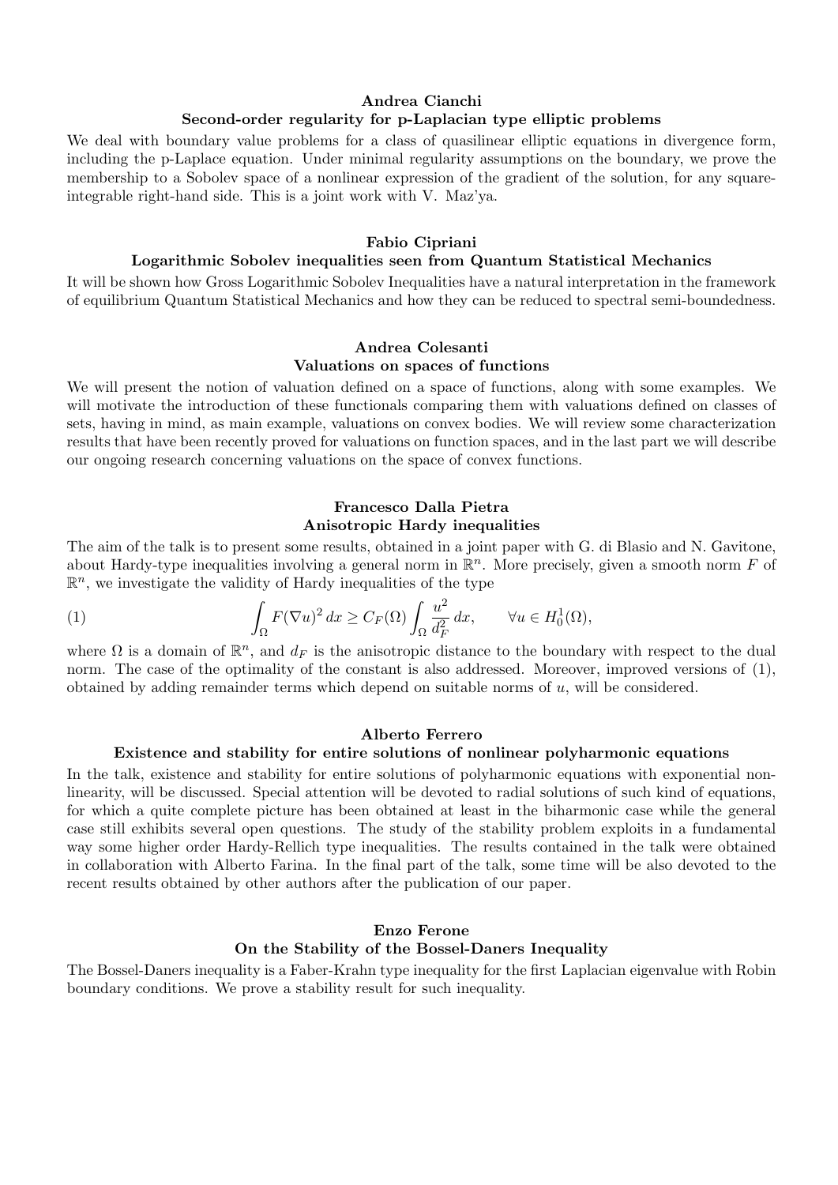### Andrea Cianchi

**Second-order regularity for p-Laplacian type elliptic problems**

We deal with boundary value problems for a class of quasilinear elliptic equations in divergence form, including the p-Laplace equation. Under minimal regularity assumptions on the boundary, we prove the membership to a Sobolev space of a nonlinear expression of the gradient of the solution, for any square-integrable right-hand side. This is a joint work with V. Maz'ya.

### Fabio Cipriani

**Logarithmic Sobolev inequalities seen from Quantum Statistical Mechanics**

It will be shown how Gross Logarithmic Sobolev Inequalities have a natural interpretation in the framework of equilibrium Quantum Statistical Mechanics and how they can be reduced to spectral semi-boundedness.

### Andrea Colesanti

**Valuations on spaces of functions**

We will present the notion of valuation defined on a space of functions, along with some examples. We will motivate the introduction of these functionals comparing them with valuations defined on classes of sets, having in mind, as main example, valuations on convex bodies. We will review some characterization results that have been recently proved for valuations on function spaces, and in the last part we will describe our ongoing research concerning valuations on the space of convex functions.

### Francesco Dalla Pietra

**Anisotropic Hardy inequalities**

The aim of the talk is to present some results, obtained in a joint paper with G. di Blasio and N. Gavitone, about Hardy-type inequalities involving a general norm in $\mathbb{R}^n$. More precisely, given a smooth norm $F$ of $\mathbb{R}^n$, we investigate the validity of Hardy inequalities of the type

$$\int_\Omega F(\nabla u)^2\,dx \geq C_F(\Omega)\int_\Omega \frac{u^2}{d_F^2}\,dx, \qquad \forall u \in H_0^1(\Omega), \tag{1}$$

where $\Omega$ is a domain of $\mathbb{R}^n$, and $d_F$ is the anisotropic distance to the boundary with respect to the dual norm. The case of the optimality of the constant is also addressed. Moreover, improved versions of (1), obtained by adding remainder terms which depend on suitable norms of $u$, will be considered.

### Alberto Ferrero

**Existence and stability for entire solutions of nonlinear polyharmonic equations**

In the talk, existence and stability for entire solutions of polyharmonic equations with exponential nonlinearity, will be discussed. Special attention will be devoted to radial solutions of such kind of equations, for which a quite complete picture has been obtained at least in the biharmonic case while the general case still exhibits several open questions. The study of the stability problem exploits in a fundamental way some higher order Hardy-Rellich type inequalities. The results contained in the talk were obtained in collaboration with Alberto Farina. In the final part of the talk, some time will be also devoted to the recent results obtained by other authors after the publication of our paper.

### Enzo Ferone

**On the Stability of the Bossel-Daners Inequality**

The Bossel-Daners inequality is a Faber-Krahn type inequality for the first Laplacian eigenvalue with Robin boundary conditions. We prove a stability result for such inequality.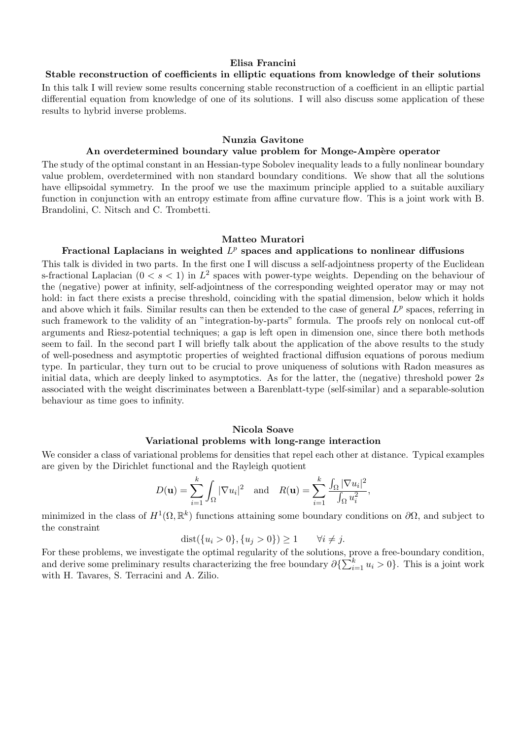**Elisa Francini**

**Stable reconstruction of coefficients in elliptic equations from knowledge of their solutions**

In this talk I will review some results concerning stable reconstruction of a coefficient in an elliptic partial differential equation from knowledge of one of its solutions. I will also discuss some application of these results to hybrid inverse problems.

**Nunzia Gavitone**

**An overdetermined boundary value problem for Monge-Ampère operator**

The study of the optimal constant in an Hessian-type Sobolev inequality leads to a fully nonlinear boundary value problem, overdetermined with non standard boundary conditions. We show that all the solutions have ellipsoidal symmetry. In the proof we use the maximum principle applied to a suitable auxiliary function in conjunction with an entropy estimate from affine curvature flow. This is a joint work with B. Brandolini, C. Nitsch and C. Trombetti.

**Matteo Muratori**

**Fractional Laplacians in weighted $L^p$ spaces and applications to nonlinear diffusions**

This talk is divided in two parts. In the first one I will discuss a self-adjointness property of the Euclidean s-fractional Laplacian ($0 < s < 1$) in $L^2$ spaces with power-type weights. Depending on the behaviour of the (negative) power at infinity, self-adjointness of the corresponding weighted operator may or may not hold: in fact there exists a precise threshold, coinciding with the spatial dimension, below which it holds and above which it fails. Similar results can then be extended to the case of general $L^p$ spaces, referring in such framework to the validity of an "integration-by-parts" formula. The proofs rely on nonlocal cut-off arguments and Riesz-potential techniques; a gap is left open in dimension one, since there both methods seem to fail. In the second part I will briefly talk about the application of the above results to the study of well-posedness and asymptotic properties of weighted fractional diffusion equations of porous medium type. In particular, they turn out to be crucial to prove uniqueness of solutions with Radon measures as initial data, which are deeply linked to asymptotics. As for the latter, the (negative) threshold power $2s$ associated with the weight discriminates between a Barenblatt-type (self-similar) and a separable-solution behaviour as time goes to infinity.

**Nicola Soave**

**Variational problems with long-range interaction**

We consider a class of variational problems for densities that repel each other at distance. Typical examples are given by the Dirichlet functional and the Rayleigh quotient

$$D(\mathbf{u}) = \sum_{i=1}^{k} \int_{\Omega} |\nabla u_i|^2 \quad \text{and} \quad R(\mathbf{u}) = \sum_{i=1}^{k} \frac{\int_{\Omega} |\nabla u_i|^2}{\int_{\Omega} u_i^2},$$

minimized in the class of $H^1(\Omega, \mathbb{R}^k)$ functions attaining some boundary conditions on $\partial\Omega$, and subject to the constraint

$$\text{dist}(\{u_i > 0\}, \{u_j > 0\}) \geq 1 \qquad \forall i \neq j.$$

For these problems, we investigate the optimal regularity of the solutions, prove a free-boundary condition, and derive some preliminary results characterizing the free boundary $\partial\{\sum_{i=1}^{k} u_i > 0\}$. This is a joint work with H. Tavares, S. Terracini and A. Zilio.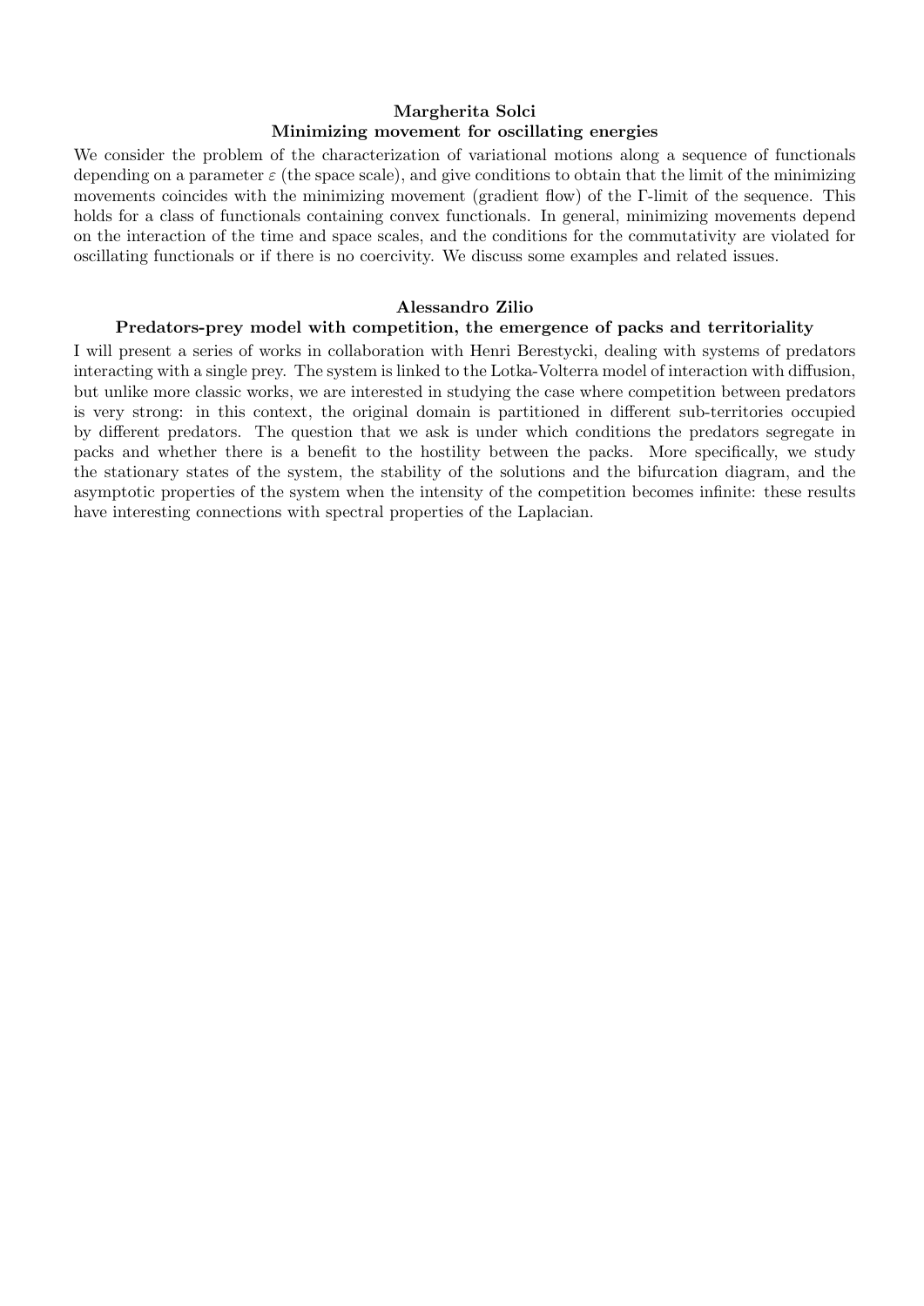### Margherita Solci
### Minimizing movement for oscillating energies

We consider the problem of the characterization of variational motions along a sequence of functionals depending on a parameter $\varepsilon$ (the space scale), and give conditions to obtain that the limit of the minimizing movements coincides with the minimizing movement (gradient flow) of the $\Gamma$-limit of the sequence. This holds for a class of functionals containing convex functionals. In general, minimizing movements depend on the interaction of the time and space scales, and the conditions for the commutativity are violated for oscillating functionals or if there is no coercivity. We discuss some examples and related issues.

### Alessandro Zilio
### Predators-prey model with competition, the emergence of packs and territoriality

I will present a series of works in collaboration with Henri Berestycki, dealing with systems of predators interacting with a single prey. The system is linked to the Lotka-Volterra model of interaction with diffusion, but unlike more classic works, we are interested in studying the case where competition between predators is very strong: in this context, the original domain is partitioned in different sub-territories occupied by different predators. The question that we ask is under which conditions the predators segregate in packs and whether there is a benefit to the hostility between the packs. More specifically, we study the stationary states of the system, the stability of the solutions and the bifurcation diagram, and the asymptotic properties of the system when the intensity of the competition becomes infinite: these results have interesting connections with spectral properties of the Laplacian.